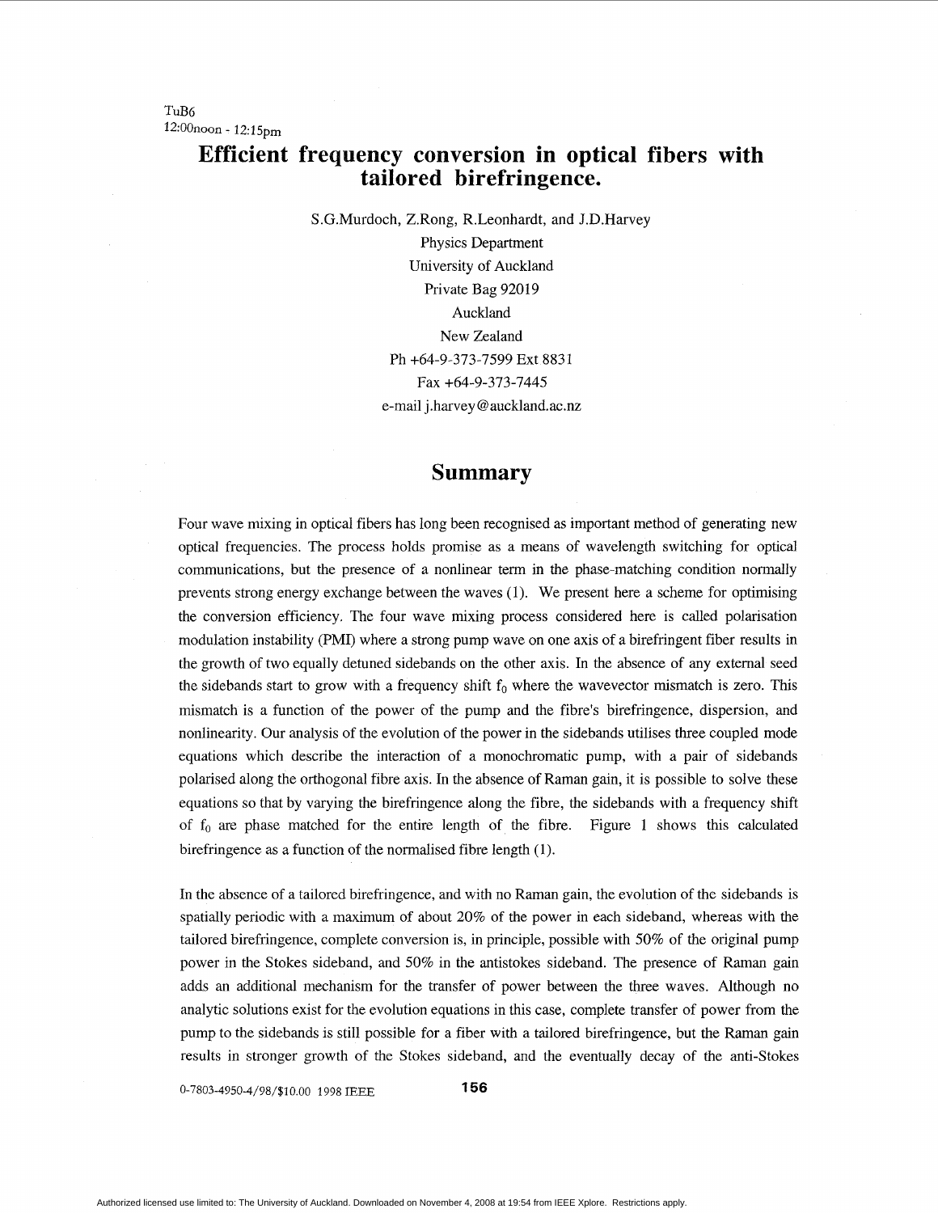TuB6
12:00noon - 12:15pm

# Efficient frequency conversion in optical fibers with tailored birefringence.

S.G.Murdoch, Z.Rong, R.Leonhardt, and J.D.Harvey
Physics Department
University of Auckland
Private Bag 92019
Auckland
New Zealand
Ph +64-9-373-7599 Ext 8831
Fax +64-9-373-7445
e-mail j.harvey@auckland.ac.nz

## Summary

Four wave mixing in optical fibers has long been recognised as important method of generating new optical frequencies. The process holds promise as a means of wavelength switching for optical communications, but the presence of a nonlinear term in the phase-matching condition normally prevents strong energy exchange between the waves (1). We present here a scheme for optimising the conversion efficiency. The four wave mixing process considered here is called polarisation modulation instability (PMI) where a strong pump wave on one axis of a birefringent fiber results in the growth of two equally detuned sidebands on the other axis. In the absence of any external seed the sidebands start to grow with a frequency shift $f_0$ where the wavevector mismatch is zero. This mismatch is a function of the power of the pump and the fibre's birefringence, dispersion, and nonlinearity. Our analysis of the evolution of the power in the sidebands utilises three coupled mode equations which describe the interaction of a monochromatic pump, with a pair of sidebands polarised along the orthogonal fibre axis. In the absence of Raman gain, it is possible to solve these equations so that by varying the birefringence along the fibre, the sidebands with a frequency shift of $f_0$ are phase matched for the entire length of the fibre. Figure 1 shows this calculated birefringence as a function of the normalised fibre length (1).

In the absence of a tailored birefringence, and with no Raman gain, the evolution of the sidebands is spatially periodic with a maximum of about 20% of the power in each sideband, whereas with the tailored birefringence, complete conversion is, in principle, possible with 50% of the original pump power in the Stokes sideband, and 50% in the antistokes sideband. The presence of Raman gain adds an additional mechanism for the transfer of power between the three waves. Although no analytic solutions exist for the evolution equations in this case, complete transfer of power from the pump to the sidebands is still possible for a fiber with a tailored birefringence, but the Raman gain results in stronger growth of the Stokes sideband, and the eventually decay of the anti-Stokes

0-7803-4950-4/98/$10.00 1998 IEEE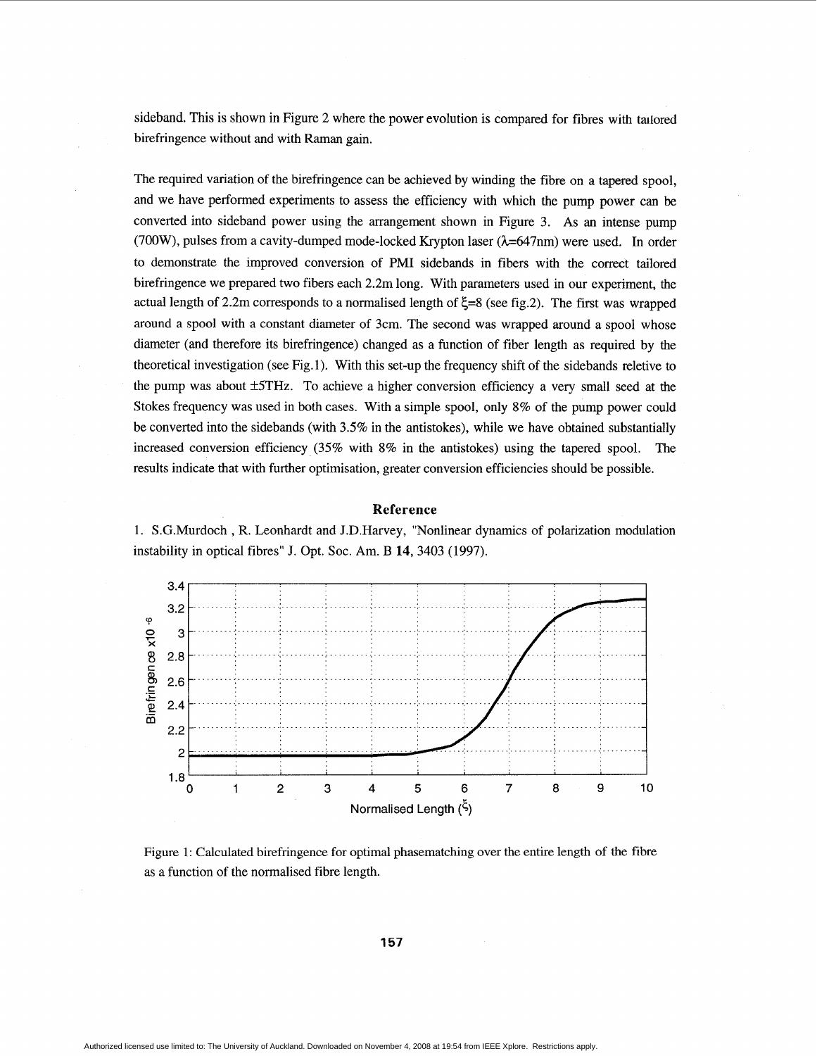sideband. This is shown in Figure 2 where the power evolution is compared for fibres with tailored birefringence without and with Raman gain.

The required variation of the birefringence can be achieved by winding the fibre on a tapered spool, and we have performed experiments to assess the efficiency with which the pump power can be converted into sideband power using the arrangement shown in Figure 3. As an intense pump (700W), pulses from a cavity-dumped mode-locked Krypton laser ($\lambda$=647nm) were used. In order to demonstrate the improved conversion of PMI sidebands in fibers with the correct tailored birefringence we prepared two fibers each 2.2m long. With parameters used in our experiment, the actual length of 2.2m corresponds to a normalised length of $\xi$=8 (see fig.2). The first was wrapped around a spool with a constant diameter of 3cm. The second was wrapped around a spool whose diameter (and therefore its birefringence) changed as a function of fiber length as required by the theoretical investigation (see Fig.1). With this set-up the frequency shift of the sidebands reletive to the pump was about ±5THz. To achieve a higher conversion efficiency a very small seed at the Stokes frequency was used in both cases. With a simple spool, only 8% of the pump power could be converted into the sidebands (with 3.5% in the antistokes), while we have obtained substantially increased conversion efficiency (35% with 8% in the antistokes) using the tapered spool. The results indicate that with further optimisation, greater conversion efficiencies should be possible.

## Reference

1. S.G.Murdoch , R. Leonhardt and J.D.Harvey, "Nonlinear dynamics of polarization modulation instability in optical fibres" J. Opt. Soc. Am. B **14**, 3403 (1997).

Figure 1: Calculated birefringence for optimal phasematching over the entire length of the fibre as a function of the normalised fibre length.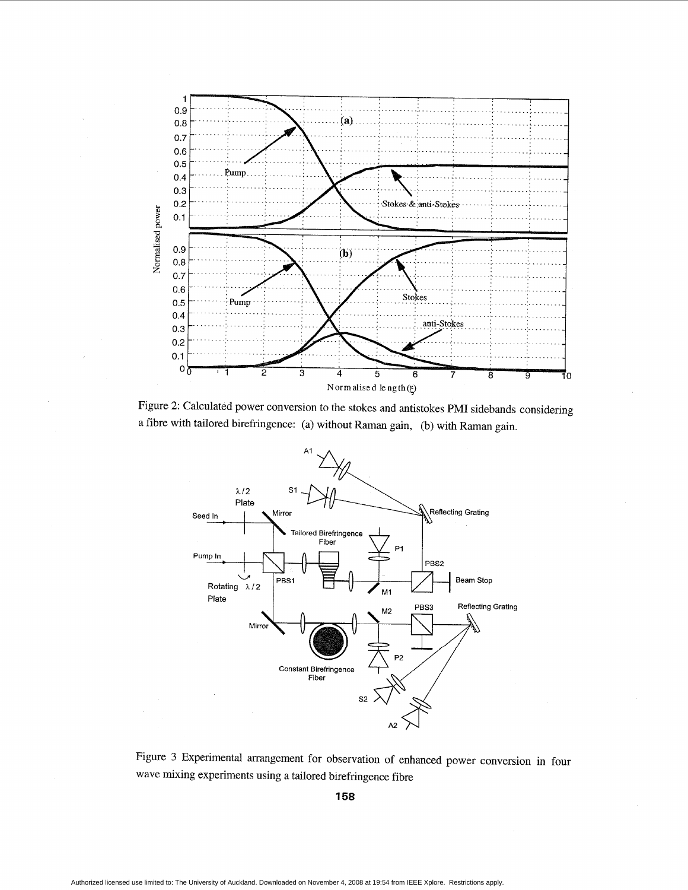Normalised power

0.9
0.8
0.7
0.6
0.5
0.4
0.3
0.2
0.1

(a)

Pump

Stokes & anti-Stokes

0.9
0.8
0.7
0.6
0.5
0.4
0.3
0.2
0.1
0

(b)

Pump

Stokes

anti-Stokes

0 1 2 3 4 5 6 7 8 9 10

Normalised length ($\xi$)

Figure 2: Calculated power conversion to the stokes and antistokes PMI sidebands considering a fibre with tailored birefringence: (a) without Raman gain, (b) with Raman gain.

A1

S1

$\lambda/2$ Plate

Seed In

Mirror

Reflecting Grating

Tailored Birefringence Fiber

P1

Pump In

PBS2

PBS1

Beam Stop

Rotating $\lambda/2$ Plate

M1

M2

PBS3

Reflecting Grating

Mirror

P2

Constant Birefringence Fiber

S2

A2

Figure 3 Experimental arrangement for observation of enhanced power conversion in four wave mixing experiments using a tailored birefringence fibre